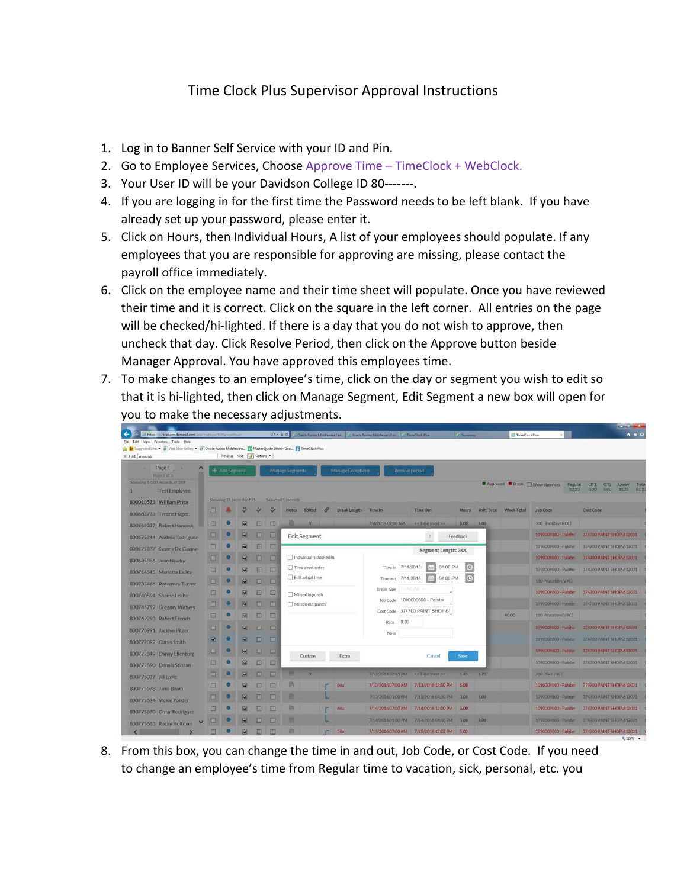# Time Clock Plus Supervisor Approval Instructions

1. Log in to Banner Self Service with your ID and Pin.
2. Go to Employee Services, Choose Approve Time – TimeClock + WebClock.
3. Your User ID will be your Davidson College ID 80-------.
4. If you are logging in for the first time the Password needs to be left blank. If you have already set up your password, please enter it.
5. Click on Hours, then Individual Hours, A list of your employees should populate. If any employees that you are responsible for approving are missing, please contact the payroll office immediately.
6. Click on the employee name and their time sheet will populate. Once you have reviewed their time and it is correct. Click on the square in the left corner. All entries on the page will be checked/hi-lighted. If there is a day that you do not wish to approve, then uncheck that day. Click Resolve Period, then click on the Approve button beside Manager Approval. You have approved this employees time.
7. To make changes to an employee's time, click on the day or segment you wish to edit so that it is hi-lighted, then click on Manage Segment, Edit Segment a new box will open for you to make the necessary adjustments.
8. From this box, you can change the time in and out, Job Code, or Cost Code. If you need to change an employee's time from Regular time to vacation, sick, personal, etc. you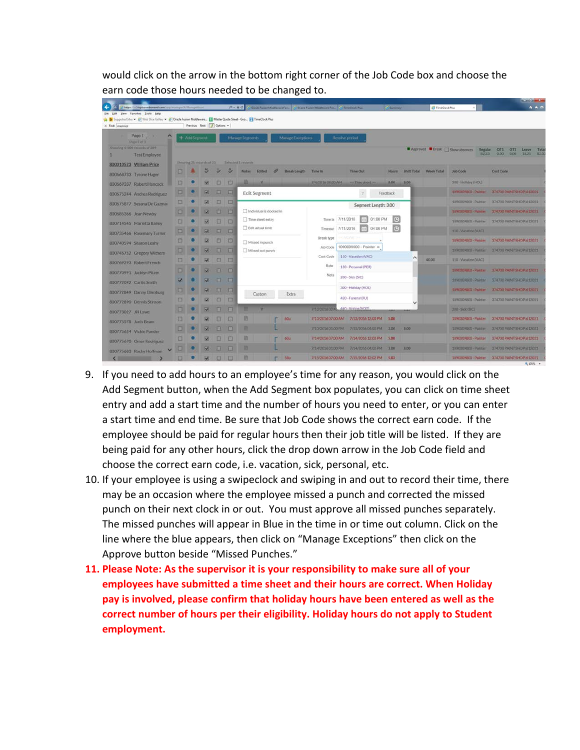would click on the arrow in the bottom right corner of the Job Code box and choose the earn code those hours needed to be changed to.

9. If you need to add hours to an employee's time for any reason, you would click on the Add Segment button, when the Add Segment box populates, you can click on time sheet entry and add a start time and the number of hours you need to enter, or you can enter a start time and end time. Be sure that Job Code shows the correct earn code. If the employee should be paid for regular hours then their job title will be listed. If they are being paid for any other hours, click the drop down arrow in the Job Code field and choose the correct earn code, i.e. vacation, sick, personal, etc.
10. If your employee is using a swipeclock and swiping in and out to record their time, there may be an occasion where the employee missed a punch and corrected the missed punch on their next clock in or out. You must approve all missed punches separately. The missed punches will appear in Blue in the time in or time out column. Click on the line where the blue appears, then click on "Manage Exceptions" then click on the Approve button beside "Missed Punches."
11. **Please Note: As the supervisor it is your responsibility to make sure all of your employees have submitted a time sheet and their hours are correct. When Holiday pay is involved, please confirm that holiday hours have been entered as well as the correct number of hours per their eligibility. Holiday hours do not apply to Student employment.**